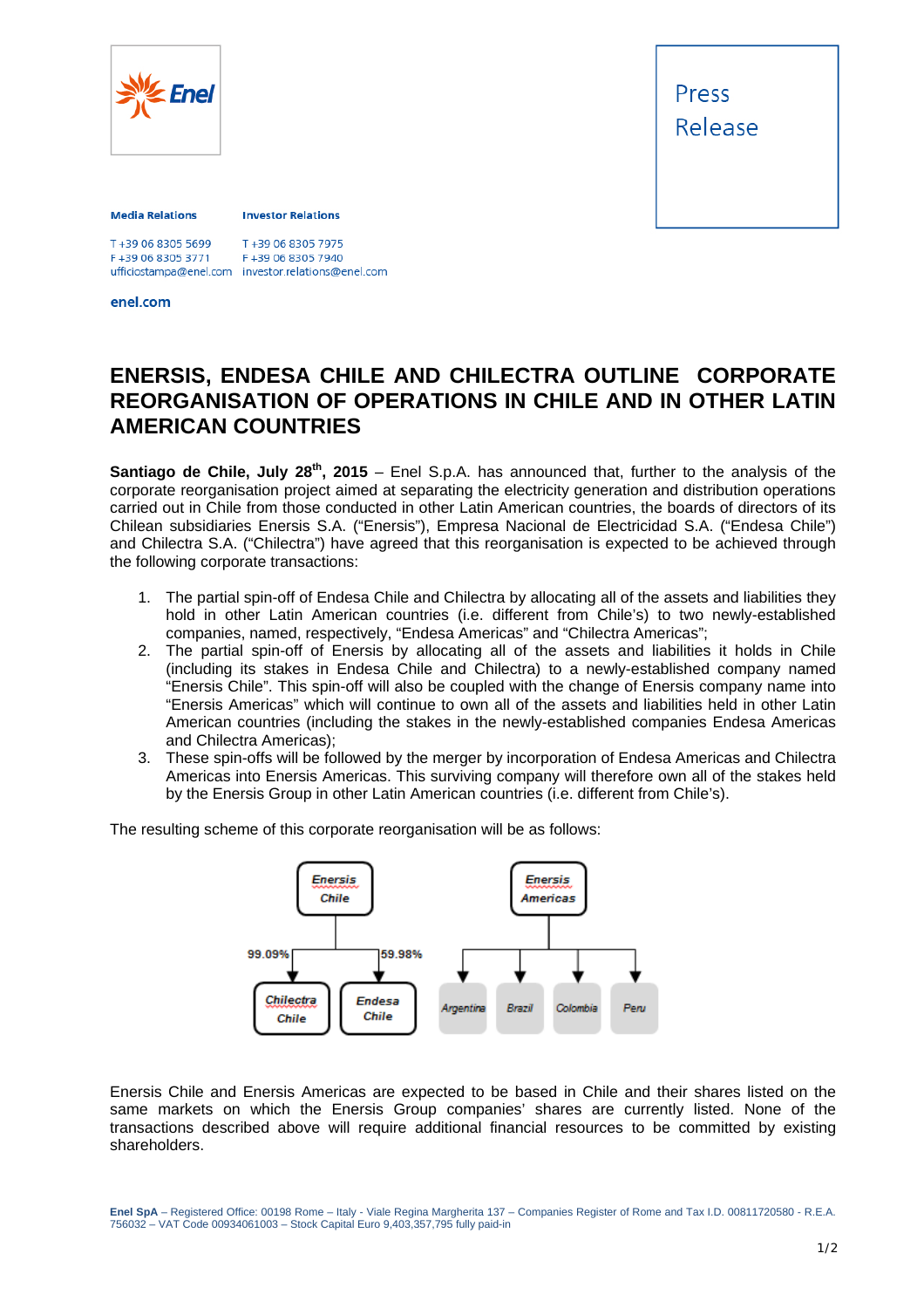Enel

Press Release

**Media Relations**

T +39 06 8305 5699
F +39 06 8305 3771
ufficiostampa@enel.com

**Investor Relations**

T +39 06 8305 7975
F +39 06 8305 7940
investor.relations@enel.com

**enel.com**

# ENERSIS, ENDESA CHILE AND CHILECTRA OUTLINE CORPORATE REORGANISATION OF OPERATIONS IN CHILE AND IN OTHER LATIN AMERICAN COUNTRIES

**Santiago de Chile, July 28th, 2015** – Enel S.p.A. has announced that, further to the analysis of the corporate reorganisation project aimed at separating the electricity generation and distribution operations carried out in Chile from those conducted in other Latin American countries, the boards of directors of its Chilean subsidiaries Enersis S.A. ("Enersis"), Empresa Nacional de Electricidad S.A. ("Endesa Chile") and Chilectra S.A. ("Chilectra") have agreed that this reorganisation is expected to be achieved through the following corporate transactions:

1. The partial spin-off of Endesa Chile and Chilectra by allocating all of the assets and liabilities they hold in other Latin American countries (i.e. different from Chile's) to two newly-established companies, named, respectively, "Endesa Americas" and "Chilectra Americas";
2. The partial spin-off of Enersis by allocating all of the assets and liabilities it holds in Chile (including its stakes in Endesa Chile and Chilectra) to a newly-established company named "Enersis Chile". This spin-off will also be coupled with the change of Enersis company name into "Enersis Americas" which will continue to own all of the assets and liabilities held in other Latin American countries (including the stakes in the newly-established companies Endesa Americas and Chilectra Americas);
3. These spin-offs will be followed by the merger by incorporation of Endesa Americas and Chilectra Americas into Enersis Americas. This surviving company will therefore own all of the stakes held by the Enersis Group in other Latin American countries (i.e. different from Chile's).

The resulting scheme of this corporate reorganisation will be as follows:

Enersis Chile → 99.09% Chilectra Chile; 59.98% Endesa Chile

Enersis Americas → Argentina; Brazil; Colombia; Peru

Enersis Chile and Enersis Americas are expected to be based in Chile and their shares listed on the same markets on which the Enersis Group companies' shares are currently listed. None of the transactions described above will require additional financial resources to be committed by existing shareholders.

**Enel SpA** – Registered Office: 00198 Rome – Italy - Viale Regina Margherita 137 – Companies Register of Rome and Tax I.D. 00811720580 - R.E.A. 756032 – VAT Code 00934061003 – Stock Capital Euro 9,403,357,795 fully paid-in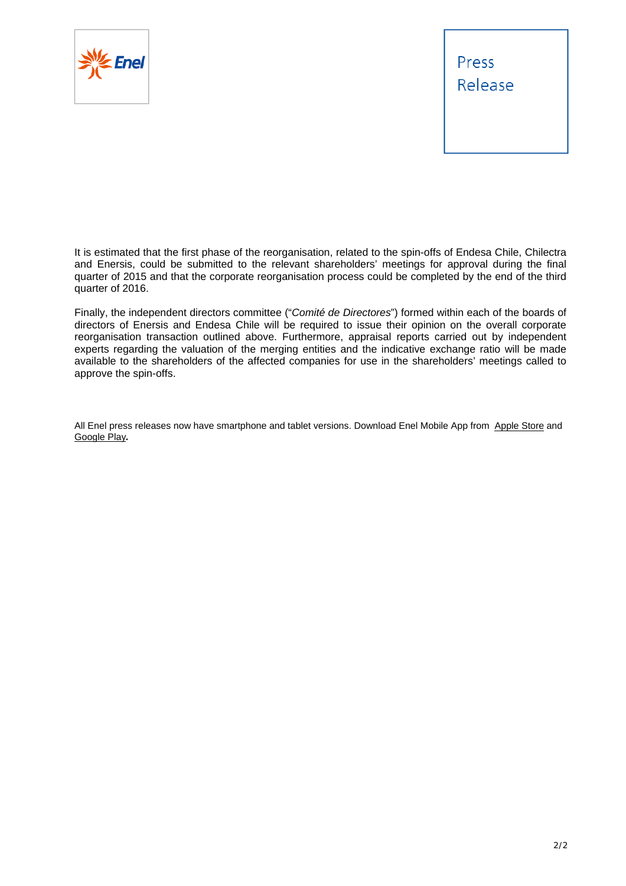It is estimated that the first phase of the reorganisation, related to the spin-offs of Endesa Chile, Chilectra and Enersis, could be submitted to the relevant shareholders' meetings for approval during the final quarter of 2015 and that the corporate reorganisation process could be completed by the end of the third quarter of 2016.

Finally, the independent directors committee ("*Comité de Directores*") formed within each of the boards of directors of Enersis and Endesa Chile will be required to issue their opinion on the overall corporate reorganisation transaction outlined above. Furthermore, appraisal reports carried out by independent experts regarding the valuation of the merging entities and the indicative exchange ratio will be made available to the shareholders of the affected companies for use in the shareholders' meetings called to approve the spin-offs.

All Enel press releases now have smartphone and tablet versions. Download Enel Mobile App from Apple Store and Google Play**.**